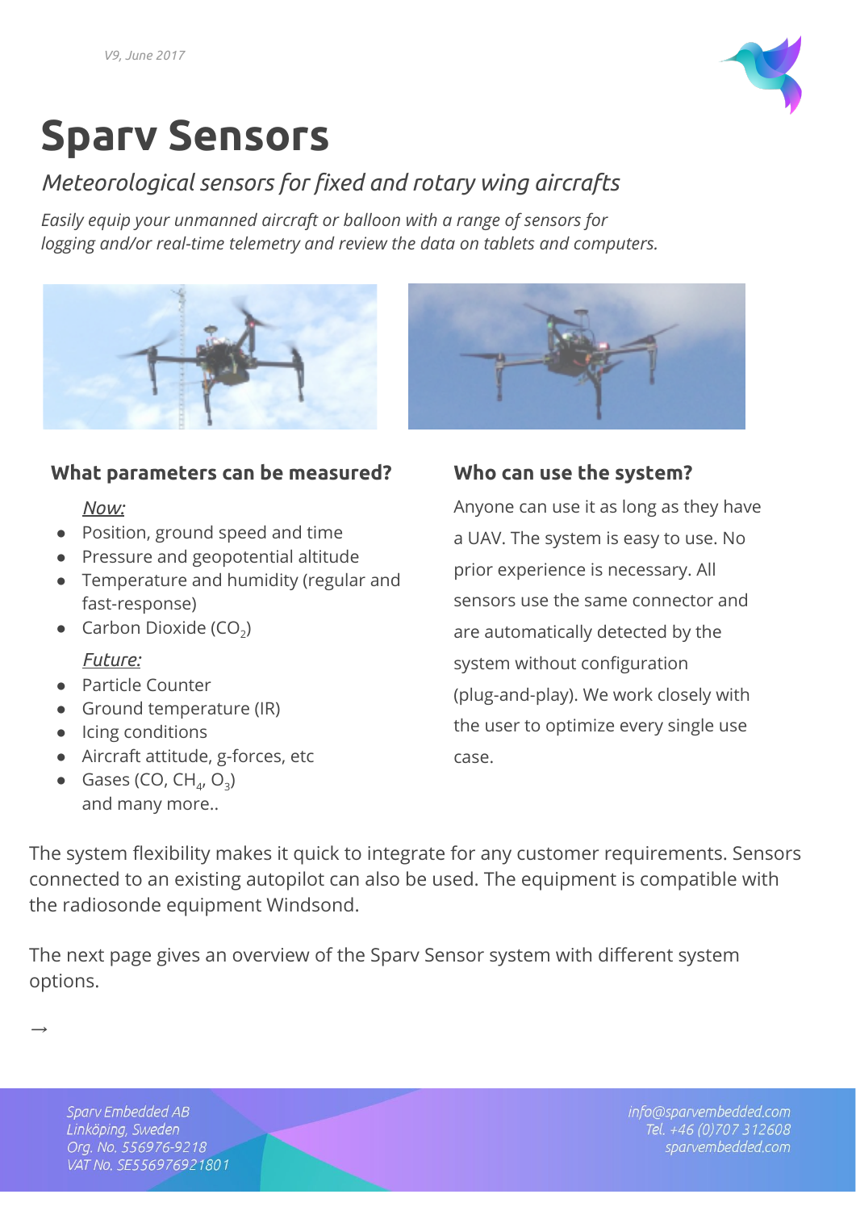V9, June 2017

# Sparv Sensors

*Meteorological sensors for fixed and rotary wing aircrafts*

*Easily equip your unmanned aircraft or balloon with a range of sensors for logging and/or real-time telemetry and review the data on tablets and computers.*

### What parameters can be measured?

*Now:*

- Position, ground speed and time
- Pressure and geopotential altitude
- Temperature and humidity (regular and fast-response)
- Carbon Dioxide ($CO_2$)

*Future:*

- Particle Counter
- Ground temperature (IR)
- Icing conditions
- Aircraft attitude, g-forces, etc
- Gases (CO, $CH_4$, $O_3$)
  and many more..

### Who can use the system?

Anyone can use it as long as they have a UAV. The system is easy to use. No prior experience is necessary. All sensors use the same connector and are automatically detected by the system without configuration (plug-and-play). We work closely with the user to optimize every single use case.

The system flexibility makes it quick to integrate for any customer requirements. Sensors connected to an existing autopilot can also be used. The equipment is compatible with the radiosonde equipment Windsond.

The next page gives an overview of the Sparv Sensor system with different system options.

→

*Sparv Embedded AB*
*Linköping, Sweden*
*Org. No. 556976-9218*
*VAT No. SE556976921801*

*info@sparvembedded.com*
*Tel. +46 (0)707 312608*
*sparvembedded.com*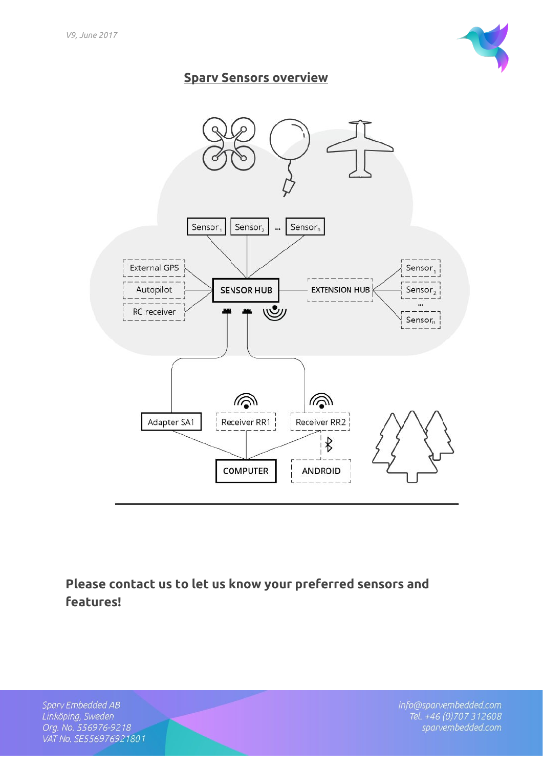## Sparv Sensors overview

Sensor$_1$
Sensor$_2$
...
Sensor$_n$
External GPS
Autopilot
RC receiver
SENSOR HUB
EXTENSION HUB
Sensor$_1$
Sensor$_2$
...
Sensor$_n$
Adapter SA1
Receiver RR1
Receiver RR2
COMPUTER
ANDROID

**Please contact us to let us know your preferred sensors and features!**